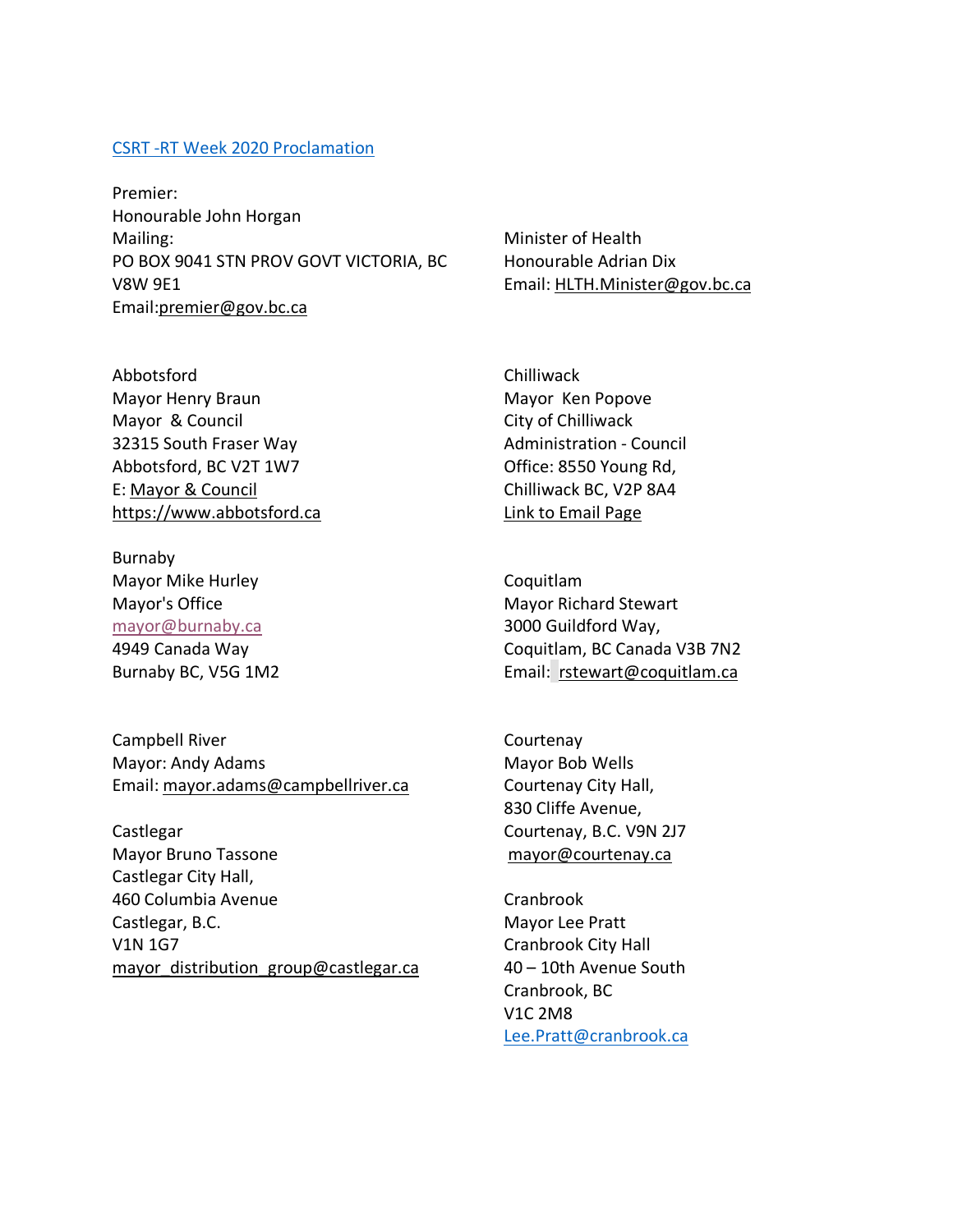CSRT -RT Week 2020 Proclamation

Premier:
Honourable John Horgan
Mailing:
PO BOX 9041 STN PROV GOVT VICTORIA, BC V8W 9E1
Email:premier@gov.bc.ca

Minister of Health
Honourable Adrian Dix
Email: HLTH.Minister@gov.bc.ca

Abbotsford
Mayor Henry Braun
Mayor & Council
32315 South Fraser Way
Abbotsford, BC V2T 1W7
E: Mayor & Council
https://www.abbotsford.ca

Burnaby
Mayor Mike Hurley
Mayor's Office
mayor@burnaby.ca
4949 Canada Way
Burnaby BC, V5G 1M2

Campbell River
Mayor: Andy Adams
Email: mayor.adams@campbellriver.ca

Castlegar
Mayor Bruno Tassone
Castlegar City Hall,
460 Columbia Avenue
Castlegar, B.C.
V1N 1G7
mayor_distribution_group@castlegar.ca

Chilliwack
Mayor Ken Popove
City of Chilliwack
Administration - Council
Office: 8550 Young Rd,
Chilliwack BC, V2P 8A4
Link to Email Page

Coquitlam
Mayor Richard Stewart
3000 Guildford Way,
Coquitlam, BC Canada V3B 7N2
Email: rstewart@coquitlam.ca

Courtenay
Mayor Bob Wells
Courtenay City Hall,
830 Cliffe Avenue,
Courtenay, B.C. V9N 2J7
mayor@courtenay.ca

Cranbrook
Mayor Lee Pratt
Cranbrook City Hall
40 – 10th Avenue South
Cranbrook, BC
V1C 2M8
Lee.Pratt@cranbrook.ca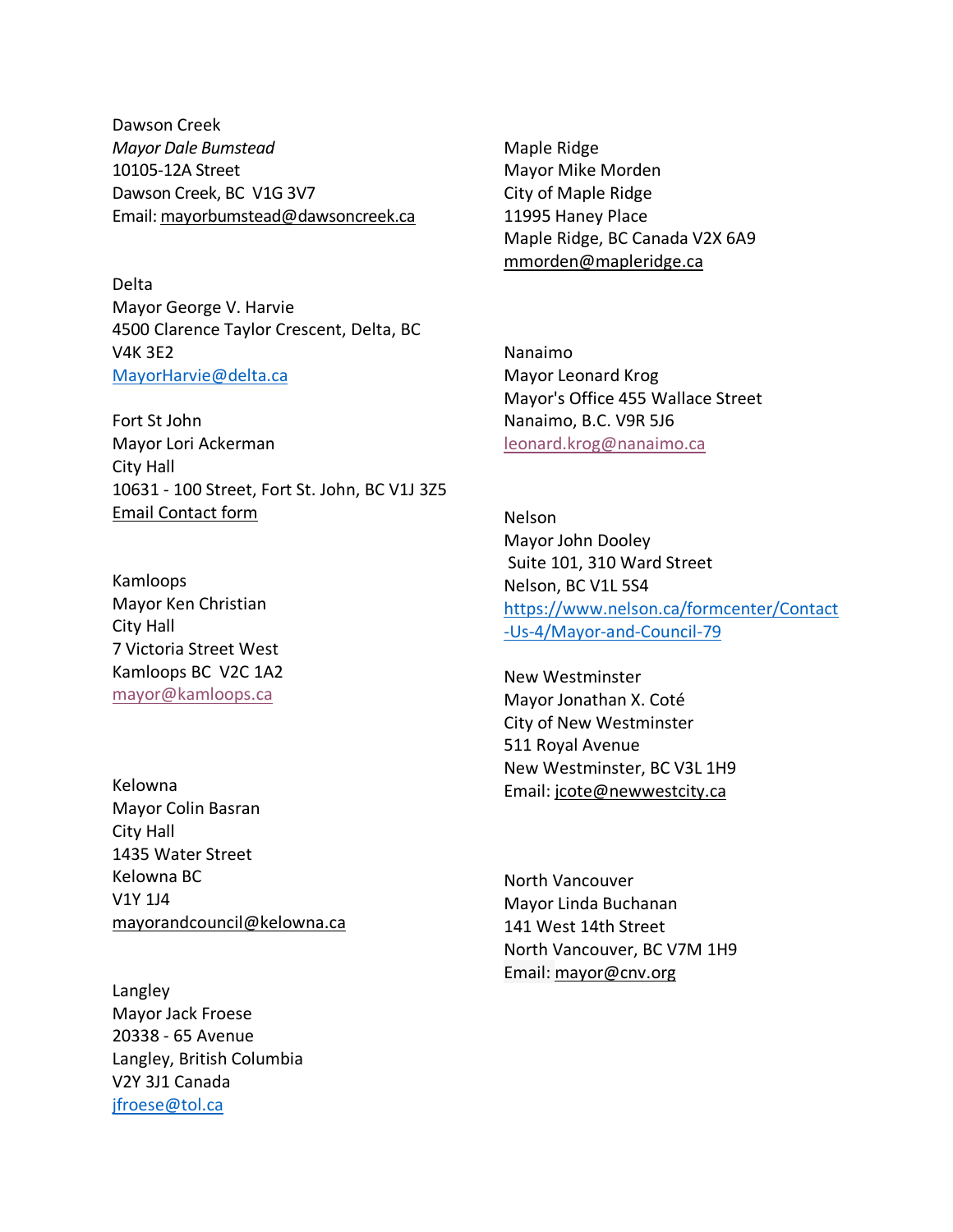Dawson Creek
*Mayor Dale Bumstead*
10105-12A Street
Dawson Creek, BC V1G 3V7
Email: mayorbumstead@dawsoncreek.ca

Delta
Mayor George V. Harvie
4500 Clarence Taylor Crescent, Delta, BC
V4K 3E2
MayorHarvie@delta.ca

Fort St John
Mayor Lori Ackerman
City Hall
10631 - 100 Street, Fort St. John, BC V1J 3Z5
Email Contact form

Kamloops
Mayor Ken Christian
City Hall
7 Victoria Street West
Kamloops BC V2C 1A2
mayor@kamloops.ca

Kelowna
Mayor Colin Basran
City Hall
1435 Water Street
Kelowna BC
V1Y 1J4
mayorandcouncil@kelowna.ca

Langley
Mayor Jack Froese
20338 - 65 Avenue
Langley, British Columbia
V2Y 3J1 Canada
jfroese@tol.ca

Maple Ridge
Mayor Mike Morden
City of Maple Ridge
11995 Haney Place
Maple Ridge, BC Canada V2X 6A9
mmorden@mapleridge.ca

Nanaimo
Mayor Leonard Krog
Mayor's Office 455 Wallace Street
Nanaimo, B.C. V9R 5J6
leonard.krog@nanaimo.ca

Nelson
Mayor John Dooley
Suite 101, 310 Ward Street
Nelson, BC V1L 5S4
https://www.nelson.ca/formcenter/Contact-Us-4/Mayor-and-Council-79

New Westminster
Mayor Jonathan X. Coté
City of New Westminster
511 Royal Avenue
New Westminster, BC V3L 1H9
Email: jcote@newwestcity.ca

North Vancouver
Mayor Linda Buchanan
141 West 14th Street
North Vancouver, BC V7M 1H9
Email: mayor@cnv.org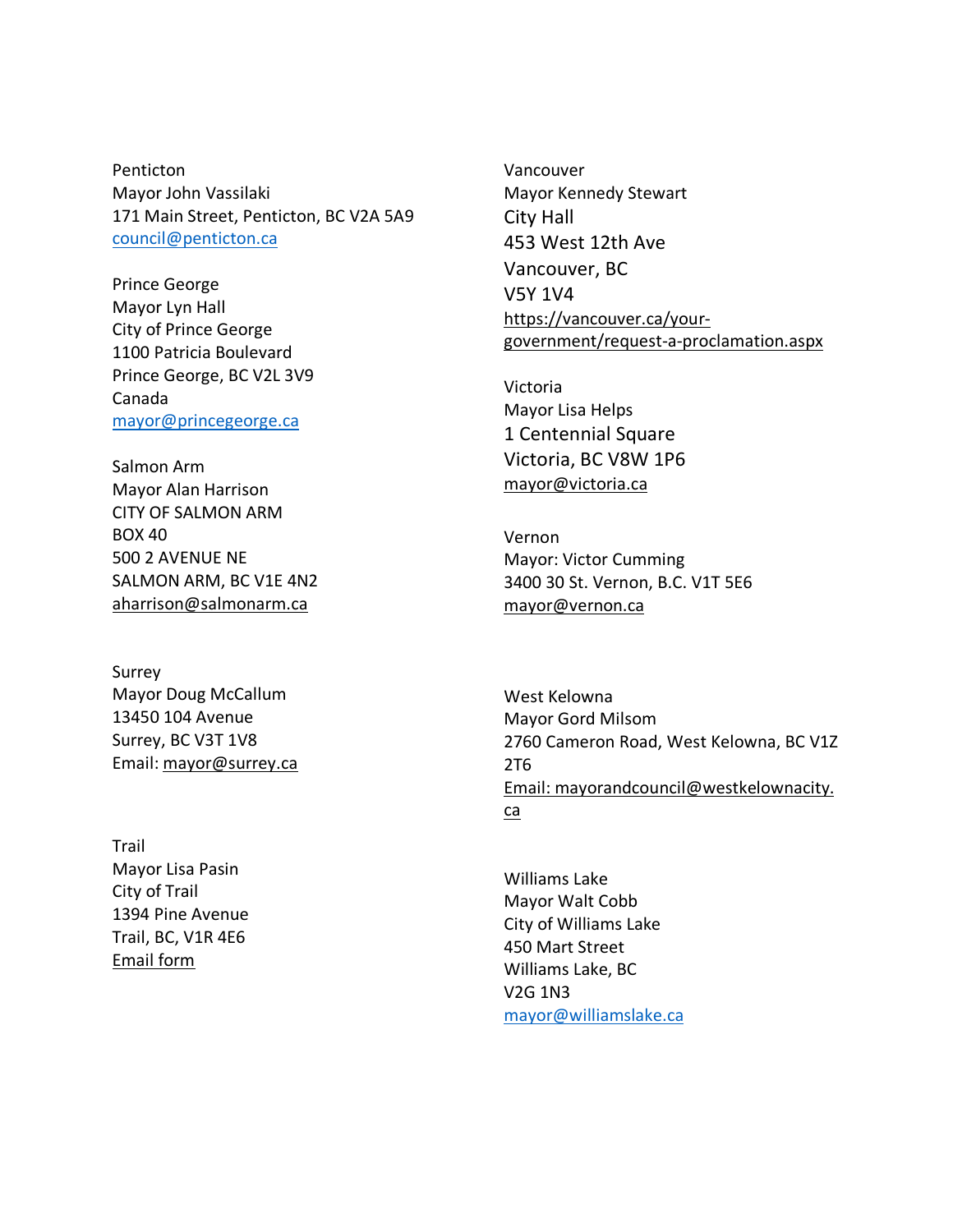Penticton
Mayor John Vassilaki
171 Main Street, Penticton, BC V2A 5A9
council@penticton.ca

Prince George
Mayor Lyn Hall
City of Prince George
1100 Patricia Boulevard
Prince George, BC V2L 3V9
Canada
mayor@princegeorge.ca

Salmon Arm
Mayor Alan Harrison
CITY OF SALMON ARM
BOX 40
500 2 AVENUE NE
SALMON ARM, BC V1E 4N2
aharrison@salmonarm.ca

Surrey
Mayor Doug McCallum
13450 104 Avenue
Surrey, BC V3T 1V8
Email: mayor@surrey.ca

Trail
Mayor Lisa Pasin
City of Trail
1394 Pine Avenue
Trail, BC, V1R 4E6
Email form

Vancouver
Mayor Kennedy Stewart
City Hall
453 West 12th Ave
Vancouver, BC
V5Y 1V4
https://vancouver.ca/your-government/request-a-proclamation.aspx

Victoria
Mayor Lisa Helps
1 Centennial Square
Victoria, BC V8W 1P6
mayor@victoria.ca

Vernon
Mayor: Victor Cumming
3400 30 St. Vernon, B.C. V1T 5E6
mayor@vernon.ca

West Kelowna
Mayor Gord Milsom
2760 Cameron Road, West Kelowna, BC V1Z 2T6
Email: mayorandcouncil@westkelownacity.ca

Williams Lake
Mayor Walt Cobb
City of Williams Lake
450 Mart Street
Williams Lake, BC
V2G 1N3
mayor@williamslake.ca